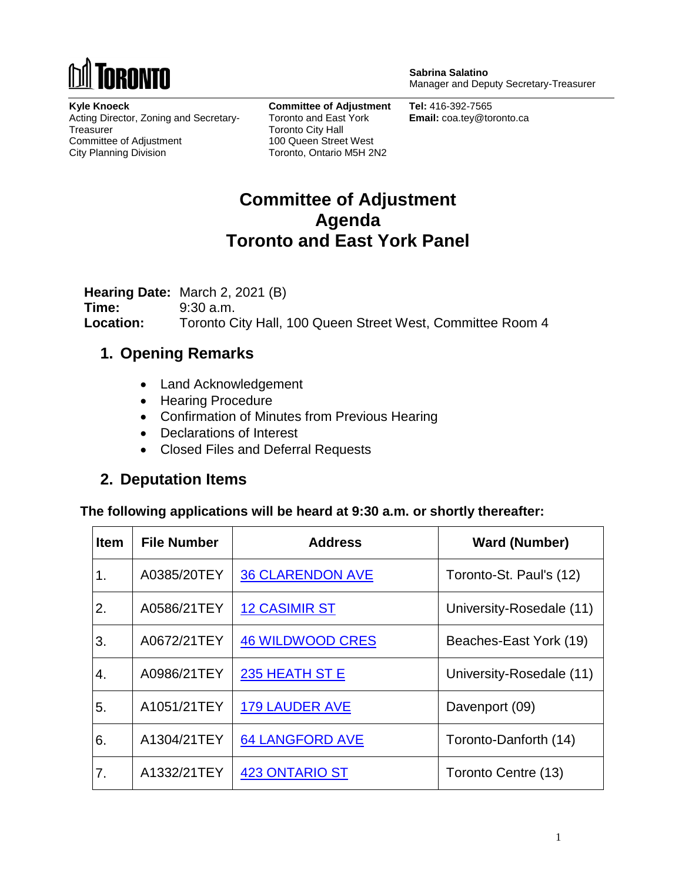TORONTO

**Sabrina Salatino**
Manager and Deputy Secretary-Treasurer

**Kyle Knoeck**
Acting Director, Zoning and Secretary-Treasurer
Committee of Adjustment
City Planning Division

**Committee of Adjustment**
Toronto and East York
Toronto City Hall
100 Queen Street West
Toronto, Ontario M5H 2N2

**Tel:** 416-392-7565
**Email:** coa.tey@toronto.ca

# Committee of Adjustment Agenda Toronto and East York Panel

**Hearing Date:** March 2, 2021 (B)
**Time:** 9:30 a.m.
**Location:** Toronto City Hall, 100 Queen Street West, Committee Room 4

## 1. Opening Remarks

- Land Acknowledgement
- Hearing Procedure
- Confirmation of Minutes from Previous Hearing
- Declarations of Interest
- Closed Files and Deferral Requests

## 2. Deputation Items

**The following applications will be heard at 9:30 a.m. or shortly thereafter:**

| Item | File Number | Address | Ward (Number) |
|---|---|---|---|
| 1. | A0385/20TEY | 36 CLARENDON AVE | Toronto-St. Paul's (12) |
| 2. | A0586/21TEY | 12 CASIMIR ST | University-Rosedale (11) |
| 3. | A0672/21TEY | 46 WILDWOOD CRES | Beaches-East York (19) |
| 4. | A0986/21TEY | 235 HEATH ST E | University-Rosedale (11) |
| 5. | A1051/21TEY | 179 LAUDER AVE | Davenport (09) |
| 6. | A1304/21TEY | 64 LANGFORD AVE | Toronto-Danforth (14) |
| 7. | A1332/21TEY | 423 ONTARIO ST | Toronto Centre (13) |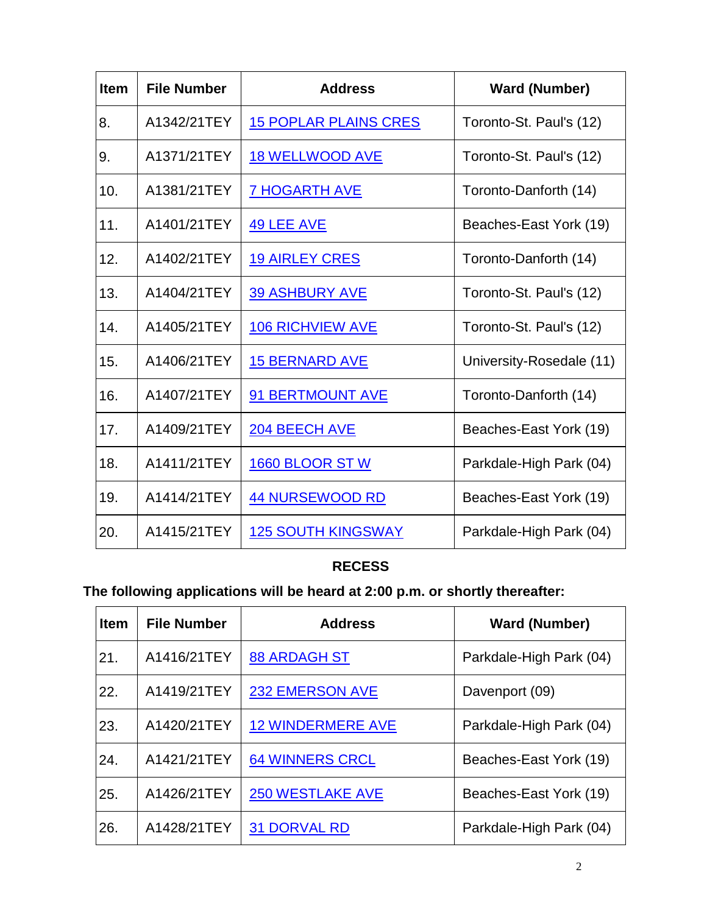| Item | File Number | Address | Ward (Number) |
| --- | --- | --- | --- |
| 8. | A1342/21TEY | 15 POPLAR PLAINS CRES | Toronto-St. Paul's (12) |
| 9. | A1371/21TEY | 18 WELLWOOD AVE | Toronto-St. Paul's (12) |
| 10. | A1381/21TEY | 7 HOGARTH AVE | Toronto-Danforth (14) |
| 11. | A1401/21TEY | 49 LEE AVE | Beaches-East York (19) |
| 12. | A1402/21TEY | 19 AIRLEY CRES | Toronto-Danforth (14) |
| 13. | A1404/21TEY | 39 ASHBURY AVE | Toronto-St. Paul's (12) |
| 14. | A1405/21TEY | 106 RICHVIEW AVE | Toronto-St. Paul's (12) |
| 15. | A1406/21TEY | 15 BERNARD AVE | University-Rosedale (11) |
| 16. | A1407/21TEY | 91 BERTMOUNT AVE | Toronto-Danforth (14) |
| 17. | A1409/21TEY | 204 BEECH AVE | Beaches-East York (19) |
| 18. | A1411/21TEY | 1660 BLOOR ST W | Parkdale-High Park (04) |
| 19. | A1414/21TEY | 44 NURSEWOOD RD | Beaches-East York (19) |
| 20. | A1415/21TEY | 125 SOUTH KINGSWAY | Parkdale-High Park (04) |

**RECESS**

**The following applications will be heard at 2:00 p.m. or shortly thereafter:**

| Item | File Number | Address | Ward (Number) |
| --- | --- | --- | --- |
| 21. | A1416/21TEY | 88 ARDAGH ST | Parkdale-High Park (04) |
| 22. | A1419/21TEY | 232 EMERSON AVE | Davenport (09) |
| 23. | A1420/21TEY | 12 WINDERMERE AVE | Parkdale-High Park (04) |
| 24. | A1421/21TEY | 64 WINNERS CRCL | Beaches-East York (19) |
| 25. | A1426/21TEY | 250 WESTLAKE AVE | Beaches-East York (19) |
| 26. | A1428/21TEY | 31 DORVAL RD | Parkdale-High Park (04) |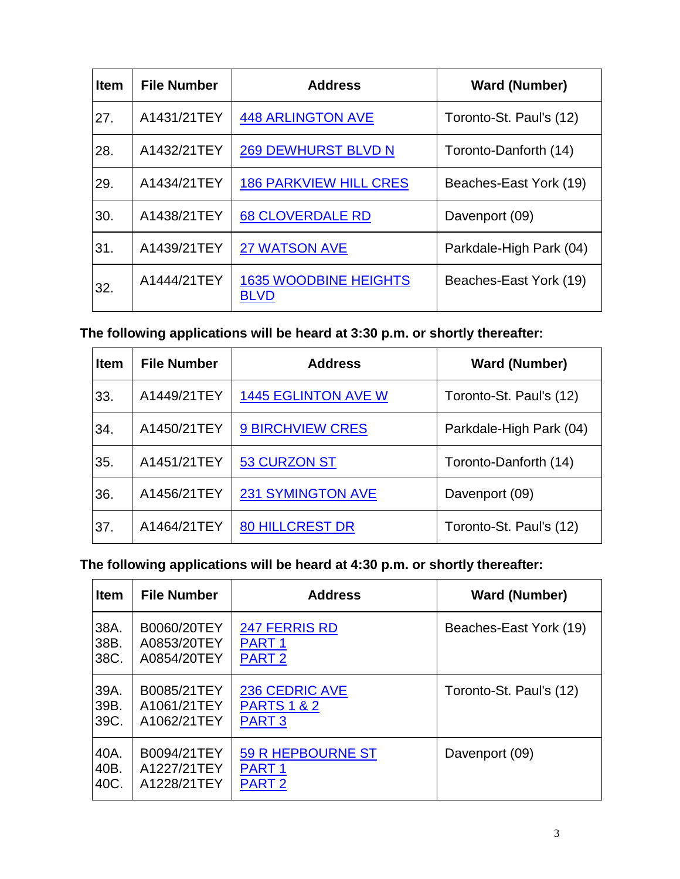| Item | File Number | Address | Ward (Number) |
|---|---|---|---|
| 27. | A1431/21TEY | 448 ARLINGTON AVE | Toronto-St. Paul's (12) |
| 28. | A1432/21TEY | 269 DEWHURST BLVD N | Toronto-Danforth (14) |
| 29. | A1434/21TEY | 186 PARKVIEW HILL CRES | Beaches-East York (19) |
| 30. | A1438/21TEY | 68 CLOVERDALE RD | Davenport (09) |
| 31. | A1439/21TEY | 27 WATSON AVE | Parkdale-High Park (04) |
| 32. | A1444/21TEY | 1635 WOODBINE HEIGHTS BLVD | Beaches-East York (19) |

**The following applications will be heard at 3:30 p.m. or shortly thereafter:**

| Item | File Number | Address | Ward (Number) |
|---|---|---|---|
| 33. | A1449/21TEY | 1445 EGLINTON AVE W | Toronto-St. Paul's (12) |
| 34. | A1450/21TEY | 9 BIRCHVIEW CRES | Parkdale-High Park (04) |
| 35. | A1451/21TEY | 53 CURZON ST | Toronto-Danforth (14) |
| 36. | A1456/21TEY | 231 SYMINGTON AVE | Davenport (09) |
| 37. | A1464/21TEY | 80 HILLCREST DR | Toronto-St. Paul's (12) |

**The following applications will be heard at 4:30 p.m. or shortly thereafter:**

| Item | File Number | Address | Ward (Number) |
|---|---|---|---|
| 38A.<br>38B.<br>38C. | B0060/20TEY<br>A0853/20TEY<br>A0854/20TEY | 247 FERRIS RD<br>PART 1<br>PART 2 | Beaches-East York (19) |
| 39A.<br>39B.<br>39C. | B0085/21TEY<br>A1061/21TEY<br>A1062/21TEY | 236 CEDRIC AVE<br>PARTS 1 & 2<br>PART 3 | Toronto-St. Paul's (12) |
| 40A.<br>40B.<br>40C. | B0094/21TEY<br>A1227/21TEY<br>A1228/21TEY | 59 R HEPBOURNE ST<br>PART 1<br>PART 2 | Davenport (09) |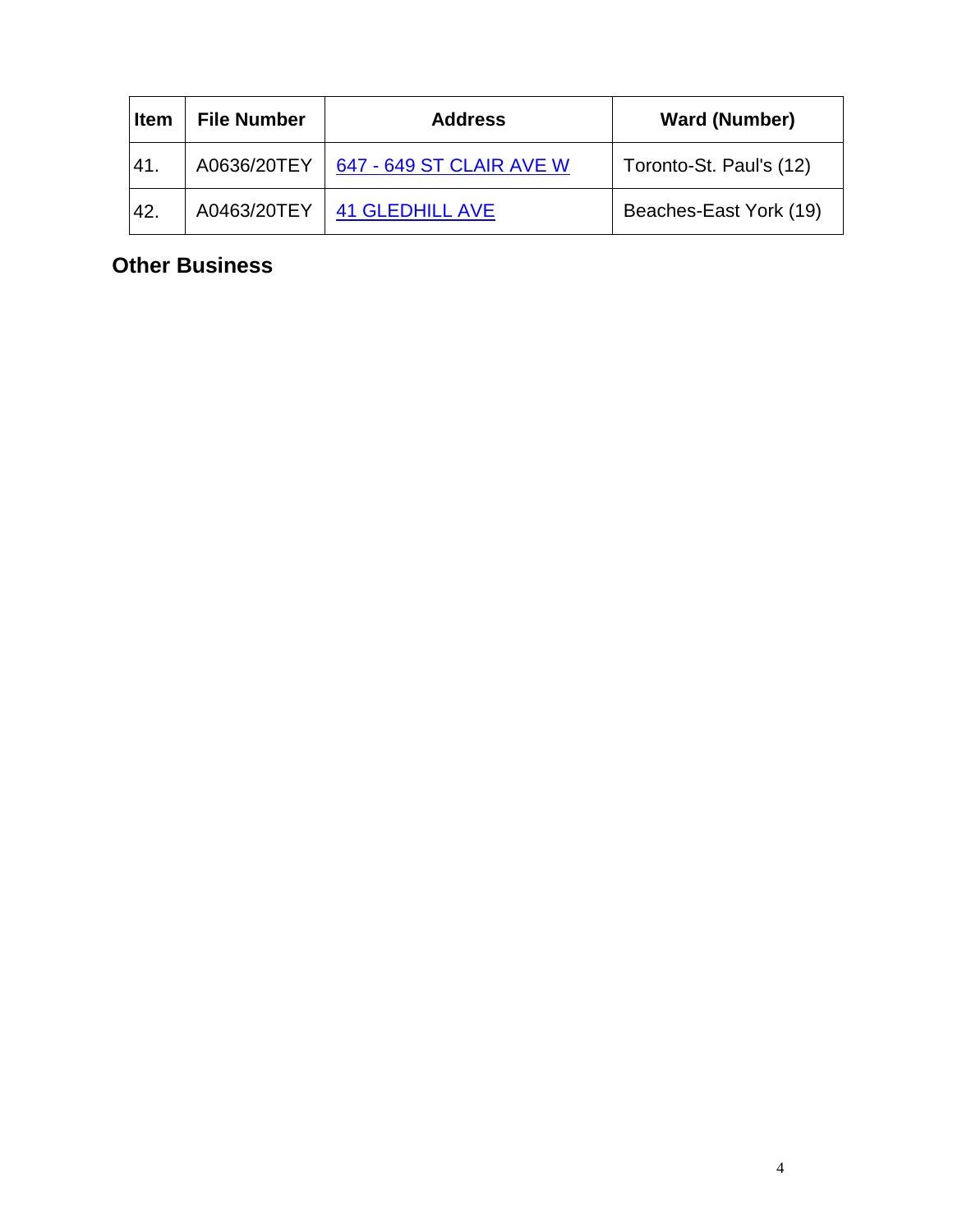| Item | File Number | Address | Ward (Number) |
| --- | --- | --- | --- |
| 41. | A0636/20TEY | 647 - 649 ST CLAIR AVE W | Toronto-St. Paul's (12) |
| 42. | A0463/20TEY | 41 GLEDHILL AVE | Beaches-East York (19) |

## Other Business